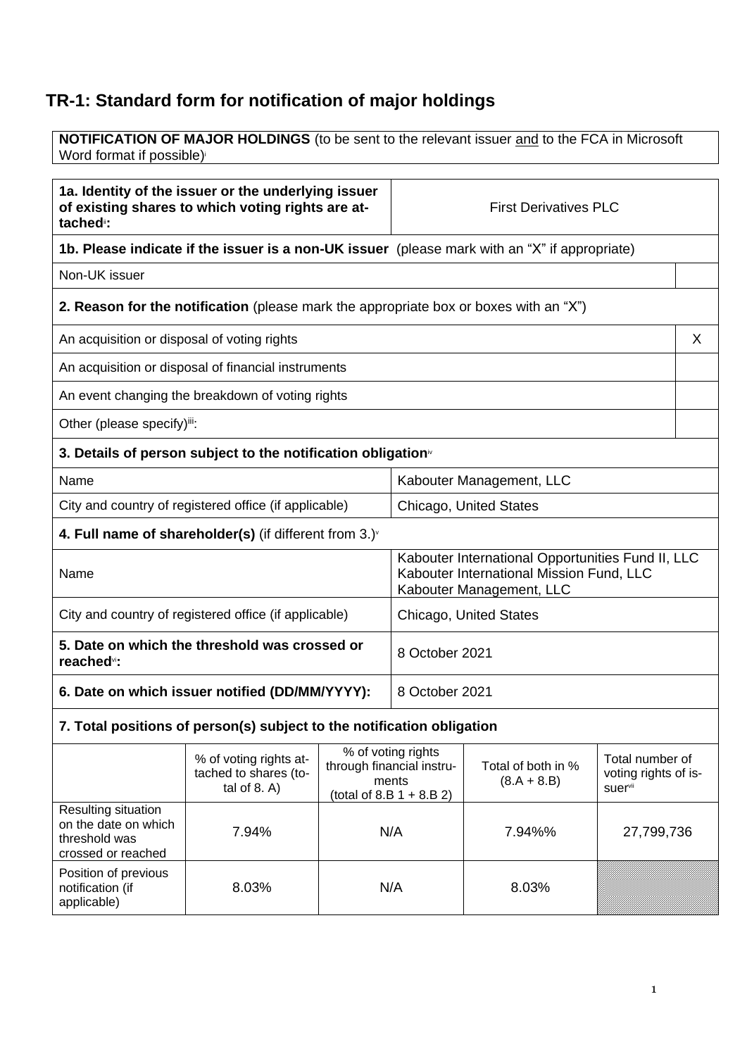# TR-1: Standard form for notification of major holdings

| **NOTIFICATION OF MAJOR HOLDINGS** (to be sent to the relevant issuer and to the FCA in Microsoft Word format if possible)[i] |
|---|

| **1a. Identity of the issuer or the underlying issuer of existing shares to which voting rights are attached**[ii]**:** | First Derivatives PLC |
|---|---|

| **1b. Please indicate if the issuer is a non-UK issuer** (please mark with an "X" if appropriate) | |
|---|---|
| Non-UK issuer | |
| **2. Reason for the notification** (please mark the appropriate box or boxes with an "X") | |
| An acquisition or disposal of voting rights | X |
| An acquisition or disposal of financial instruments | |
| An event changing the breakdown of voting rights | |
| Other (please specify)[iii]: | |

| **3. Details of person subject to the notification obligation**[iv] | |
|---|---|
| Name | Kabouter Management, LLC |
| City and country of registered office (if applicable) | Chicago, United States |
| **4. Full name of shareholder(s)** (if different from 3.)[v] | |
| Name | Kabouter International Opportunities Fund II, LLC<br>Kabouter International Mission Fund, LLC<br>Kabouter Management, LLC |
| City and country of registered office (if applicable) | Chicago, United States |
| **5. Date on which the threshold was crossed or reached**[vi]**:** | 8 October 2021 |
| **6. Date on which issuer notified (DD/MM/YYYY):** | 8 October 2021 |

**7. Total positions of person(s) subject to the notification obligation**

| | % of voting rights attached to shares (total of 8. A) | % of voting rights through financial instruments (total of 8.B 1 + 8.B 2) | Total of both in % (8.A + 8.B) | Total number of voting rights of issuer[vii] |
|---|---|---|---|---|
| Resulting situation on the date on which threshold was crossed or reached | 7.94% | N/A | 7.94%% | 27,799,736 |
| Position of previous notification (if applicable) | 8.03% | N/A | 8.03% | |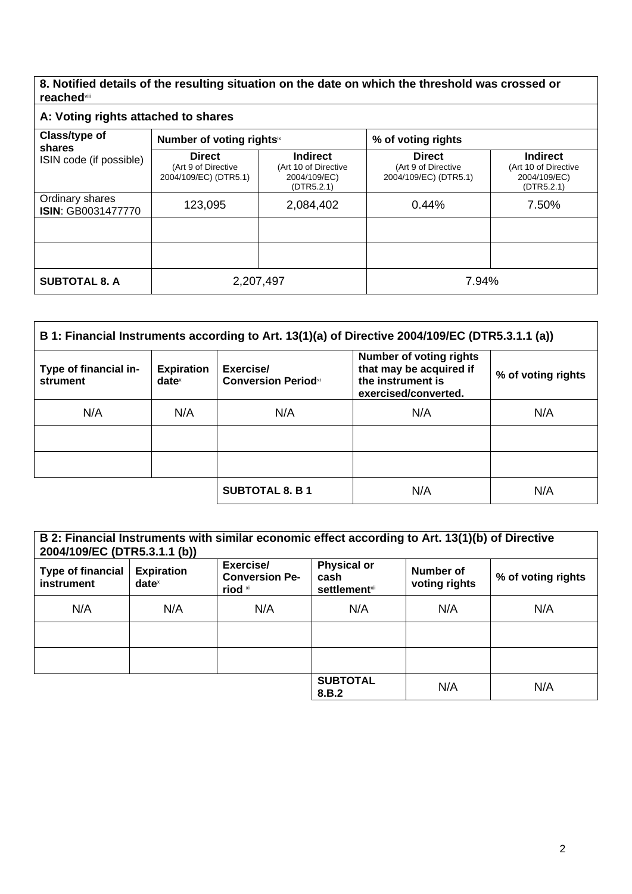**8. Notified details of the resulting situation on the date on which the threshold was crossed or reached**[viii]

**A: Voting rights attached to shares**

| Class/type of shares ISIN code (if possible) | Number of voting rights[ix] | | % of voting rights | |
|---|---|---|---|---|
| | **Direct** (Art 9 of Directive 2004/109/EC) (DTR5.1) | **Indirect** (Art 10 of Directive 2004/109/EC) (DTR5.2.1) | **Direct** (Art 9 of Directive 2004/109/EC) (DTR5.1) | **Indirect** (Art 10 of Directive 2004/109/EC) (DTR5.2.1) |
| Ordinary shares **ISIN**: GB0031477770 | 123,095 | 2,084,402 | 0.44% | 7.50% |
| | | | | |
| | | | | |
| **SUBTOTAL 8. A** | 2,207,497 | | 7.94% | |

**B 1: Financial Instruments according to Art. 13(1)(a) of Directive 2004/109/EC (DTR5.3.1.1 (a))**

| Type of financial instrument | Expiration date[x] | Exercise/ Conversion Period[xi] | Number of voting rights that may be acquired if the instrument is exercised/converted. | % of voting rights |
|---|---|---|---|---|
| N/A | N/A | N/A | N/A | N/A |
| | | | | |
| | | | | |
| | | **SUBTOTAL 8. B 1** | N/A | N/A |

**B 2: Financial Instruments with similar economic effect according to Art. 13(1)(b) of Directive 2004/109/EC (DTR5.3.1.1 (b))**

| Type of financial instrument | Expiration date[x] | Exercise/ Conversion Period [xi] | Physical or cash settlement[xii] | Number of voting rights | % of voting rights |
|---|---|---|---|---|---|
| N/A | N/A | N/A | N/A | N/A | N/A |
| | | | | | |
| | | | | | |
| | | | **SUBTOTAL 8.B.2** | N/A | N/A |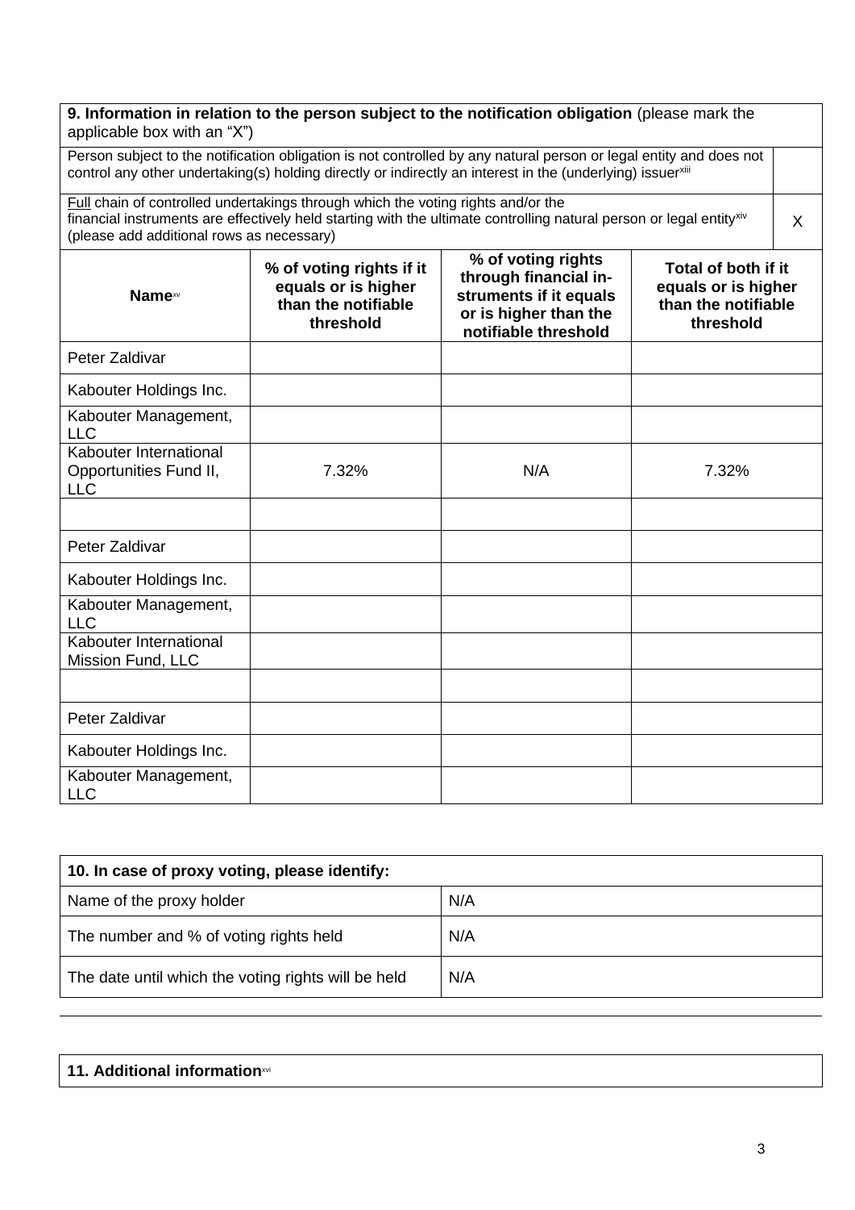| **9. Information in relation to the person subject to the notification obligation** (please mark the applicable box with an "X") | | | | |
|---|---|---|---|---|
| Person subject to the notification obligation is not controlled by any natural person or legal entity and does not control any other undertaking(s) holding directly or indirectly an interest in the (underlying) issuer[xiii] | | | | |
| Full chain of controlled undertakings through which the voting rights and/or the financial instruments are effectively held starting with the ultimate controlling natural person or legal entity[xiv] (please add additional rows as necessary) | | | | X |

| **Name**[xv] | **% of voting rights if it equals or is higher than the notifiable threshold** | **% of voting rights through financial instruments if it equals or is higher than the notifiable threshold** | **Total of both if it equals or is higher than the notifiable threshold** |
|---|---|---|---|
| Peter Zaldivar | | | |
| Kabouter Holdings Inc. | | | |
| Kabouter Management, LLC | | | |
| Kabouter International Opportunities Fund II, LLC | 7.32% | N/A | 7.32% |
| | | | |
| Peter Zaldivar | | | |
| Kabouter Holdings Inc. | | | |
| Kabouter Management, LLC | | | |
| Kabouter International Mission Fund, LLC | | | |
| | | | |
| Peter Zaldivar | | | |
| Kabouter Holdings Inc. | | | |
| Kabouter Management, LLC | | | |

| **10. In case of proxy voting, please identify:** | |
|---|---|
| Name of the proxy holder | N/A |
| The number and % of voting rights held | N/A |
| The date until which the voting rights will be held | N/A |

| **11. Additional information**[xvi] |
|---|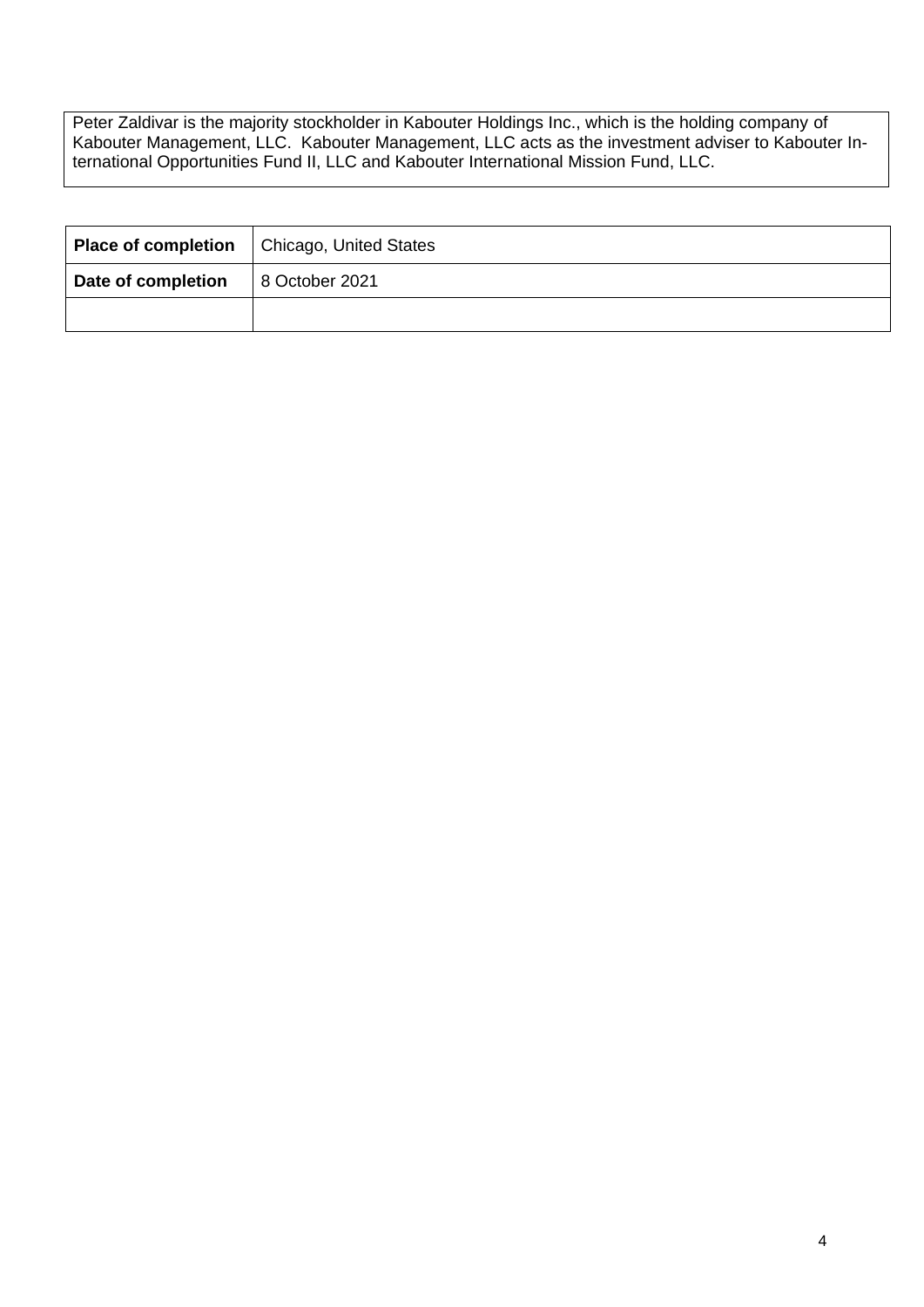Peter Zaldivar is the majority stockholder in Kabouter Holdings Inc., which is the holding company of Kabouter Management, LLC.  Kabouter Management, LLC acts as the investment adviser to Kabouter International Opportunities Fund II, LLC and Kabouter International Mission Fund, LLC.

| **Place of completion** | Chicago, United States |
|---|---|
| **Date of completion** | 8 October 2021 |
| | |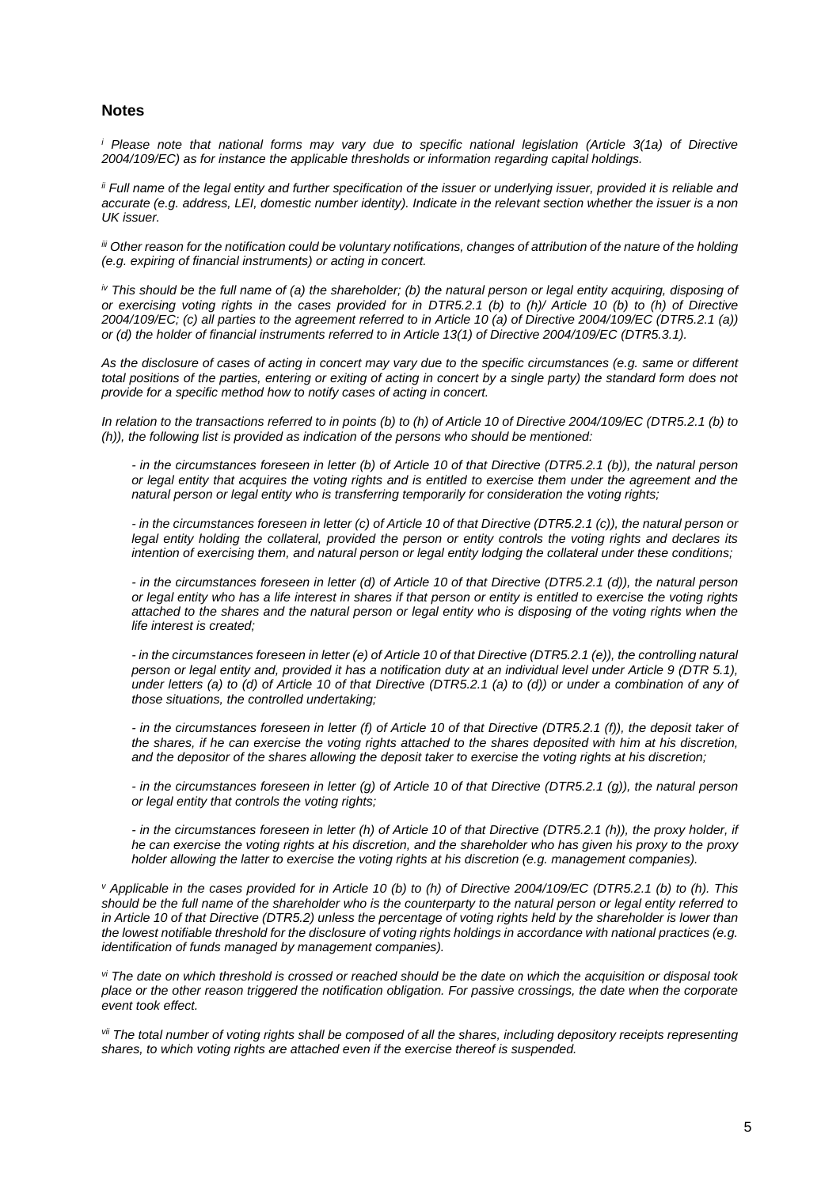## Notes

[i] *Please note that national forms may vary due to specific national legislation (Article 3(1a) of Directive 2004/109/EC) as for instance the applicable thresholds or information regarding capital holdings.*

[ii] *Full name of the legal entity and further specification of the issuer or underlying issuer, provided it is reliable and accurate (e.g. address, LEI, domestic number identity). Indicate in the relevant section whether the issuer is a non UK issuer.*

[iii] *Other reason for the notification could be voluntary notifications, changes of attribution of the nature of the holding (e.g. expiring of financial instruments) or acting in concert.*

[iv] *This should be the full name of (a) the shareholder; (b) the natural person or legal entity acquiring, disposing of or exercising voting rights in the cases provided for in DTR5.2.1 (b) to (h)/ Article 10 (b) to (h) of Directive 2004/109/EC; (c) all parties to the agreement referred to in Article 10 (a) of Directive 2004/109/EC (DTR5.2.1 (a)) or (d) the holder of financial instruments referred to in Article 13(1) of Directive 2004/109/EC (DTR5.3.1).*

*As the disclosure of cases of acting in concert may vary due to the specific circumstances (e.g. same or different total positions of the parties, entering or exiting of acting in concert by a single party) the standard form does not provide for a specific method how to notify cases of acting in concert.*

*In relation to the transactions referred to in points (b) to (h) of Article 10 of Directive 2004/109/EC (DTR5.2.1 (b) to (h)), the following list is provided as indication of the persons who should be mentioned:*

- *in the circumstances foreseen in letter (b) of Article 10 of that Directive (DTR5.2.1 (b)), the natural person or legal entity that acquires the voting rights and is entitled to exercise them under the agreement and the natural person or legal entity who is transferring temporarily for consideration the voting rights;*

- *in the circumstances foreseen in letter (c) of Article 10 of that Directive (DTR5.2.1 (c)), the natural person or legal entity holding the collateral, provided the person or entity controls the voting rights and declares its intention of exercising them, and natural person or legal entity lodging the collateral under these conditions;*

- *in the circumstances foreseen in letter (d) of Article 10 of that Directive (DTR5.2.1 (d)), the natural person or legal entity who has a life interest in shares if that person or entity is entitled to exercise the voting rights attached to the shares and the natural person or legal entity who is disposing of the voting rights when the life interest is created;*

- *in the circumstances foreseen in letter (e) of Article 10 of that Directive (DTR5.2.1 (e)), the controlling natural person or legal entity and, provided it has a notification duty at an individual level under Article 9 (DTR 5.1), under letters (a) to (d) of Article 10 of that Directive (DTR5.2.1 (a) to (d)) or under a combination of any of those situations, the controlled undertaking;*

- *in the circumstances foreseen in letter (f) of Article 10 of that Directive (DTR5.2.1 (f)), the deposit taker of the shares, if he can exercise the voting rights attached to the shares deposited with him at his discretion, and the depositor of the shares allowing the deposit taker to exercise the voting rights at his discretion;*

- *in the circumstances foreseen in letter (g) of Article 10 of that Directive (DTR5.2.1 (g)), the natural person or legal entity that controls the voting rights;*

- *in the circumstances foreseen in letter (h) of Article 10 of that Directive (DTR5.2.1 (h)), the proxy holder, if he can exercise the voting rights at his discretion, and the shareholder who has given his proxy to the proxy holder allowing the latter to exercise the voting rights at his discretion (e.g. management companies).*

[v] *Applicable in the cases provided for in Article 10 (b) to (h) of Directive 2004/109/EC (DTR5.2.1 (b) to (h). This should be the full name of the shareholder who is the counterparty to the natural person or legal entity referred to in Article 10 of that Directive (DTR5.2) unless the percentage of voting rights held by the shareholder is lower than the lowest notifiable threshold for the disclosure of voting rights holdings in accordance with national practices (e.g. identification of funds managed by management companies).*

[vi] *The date on which threshold is crossed or reached should be the date on which the acquisition or disposal took place or the other reason triggered the notification obligation. For passive crossings, the date when the corporate event took effect.*

[vii] *The total number of voting rights shall be composed of all the shares, including depository receipts representing shares, to which voting rights are attached even if the exercise thereof is suspended.*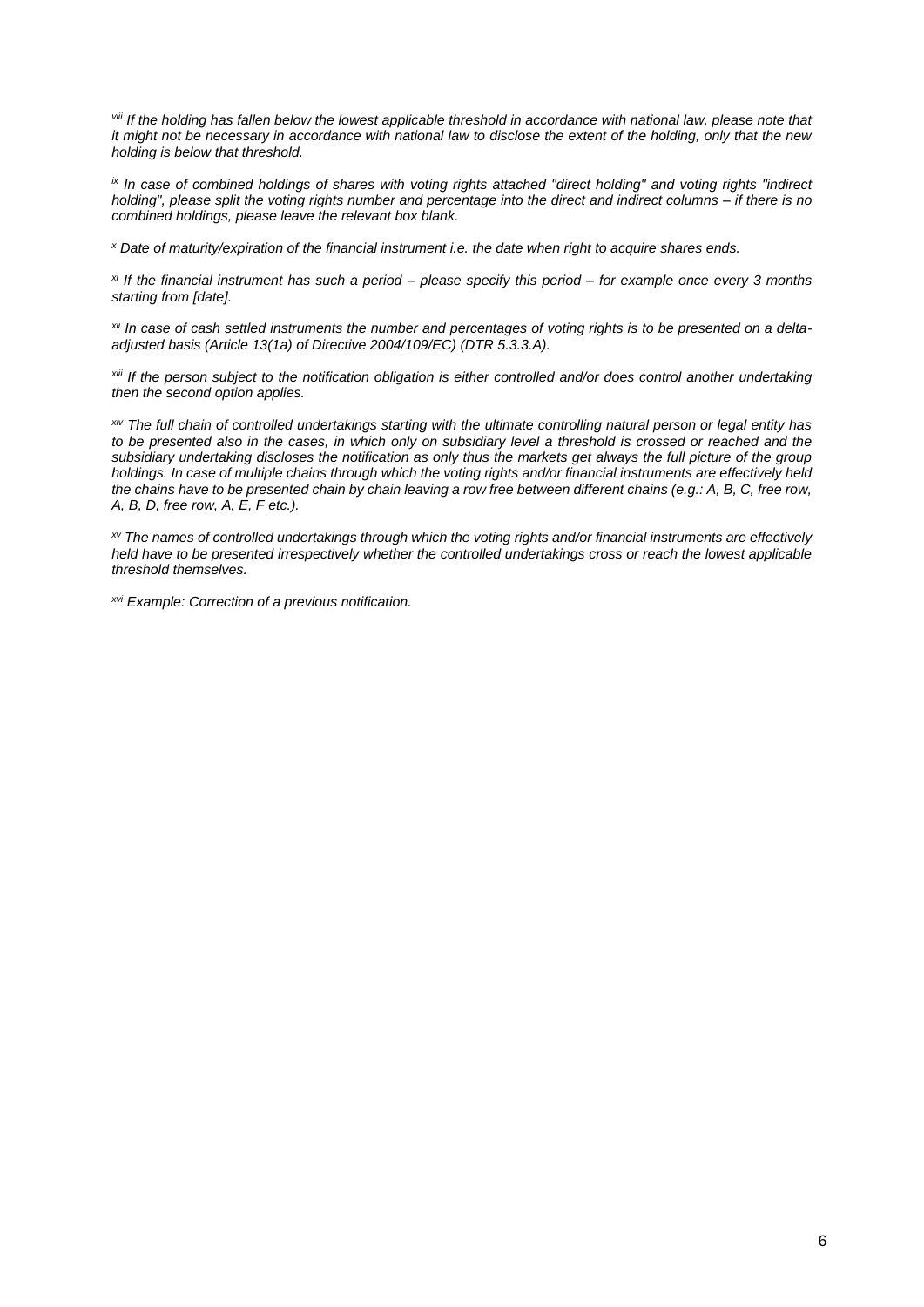[viii] *If the holding has fallen below the lowest applicable threshold in accordance with national law, please note that it might not be necessary in accordance with national law to disclose the extent of the holding, only that the new holding is below that threshold.*

[ix] *In case of combined holdings of shares with voting rights attached "direct holding" and voting rights "indirect holding", please split the voting rights number and percentage into the direct and indirect columns – if there is no combined holdings, please leave the relevant box blank.*

[x] *Date of maturity/expiration of the financial instrument i.e. the date when right to acquire shares ends.*

[xi] *If the financial instrument has such a period – please specify this period – for example once every 3 months starting from [date].*

[xii] *In case of cash settled instruments the number and percentages of voting rights is to be presented on a delta-adjusted basis (Article 13(1a) of Directive 2004/109/EC) (DTR 5.3.3.A).*

[xiii] *If the person subject to the notification obligation is either controlled and/or does control another undertaking then the second option applies.*

[xiv] *The full chain of controlled undertakings starting with the ultimate controlling natural person or legal entity has to be presented also in the cases, in which only on subsidiary level a threshold is crossed or reached and the subsidiary undertaking discloses the notification as only thus the markets get always the full picture of the group holdings. In case of multiple chains through which the voting rights and/or financial instruments are effectively held the chains have to be presented chain by chain leaving a row free between different chains (e.g.: A, B, C, free row, A, B, D, free row, A, E, F etc.).*

[xv] *The names of controlled undertakings through which the voting rights and/or financial instruments are effectively held have to be presented irrespectively whether the controlled undertakings cross or reach the lowest applicable threshold themselves.*

[xvi] *Example: Correction of a previous notification.*